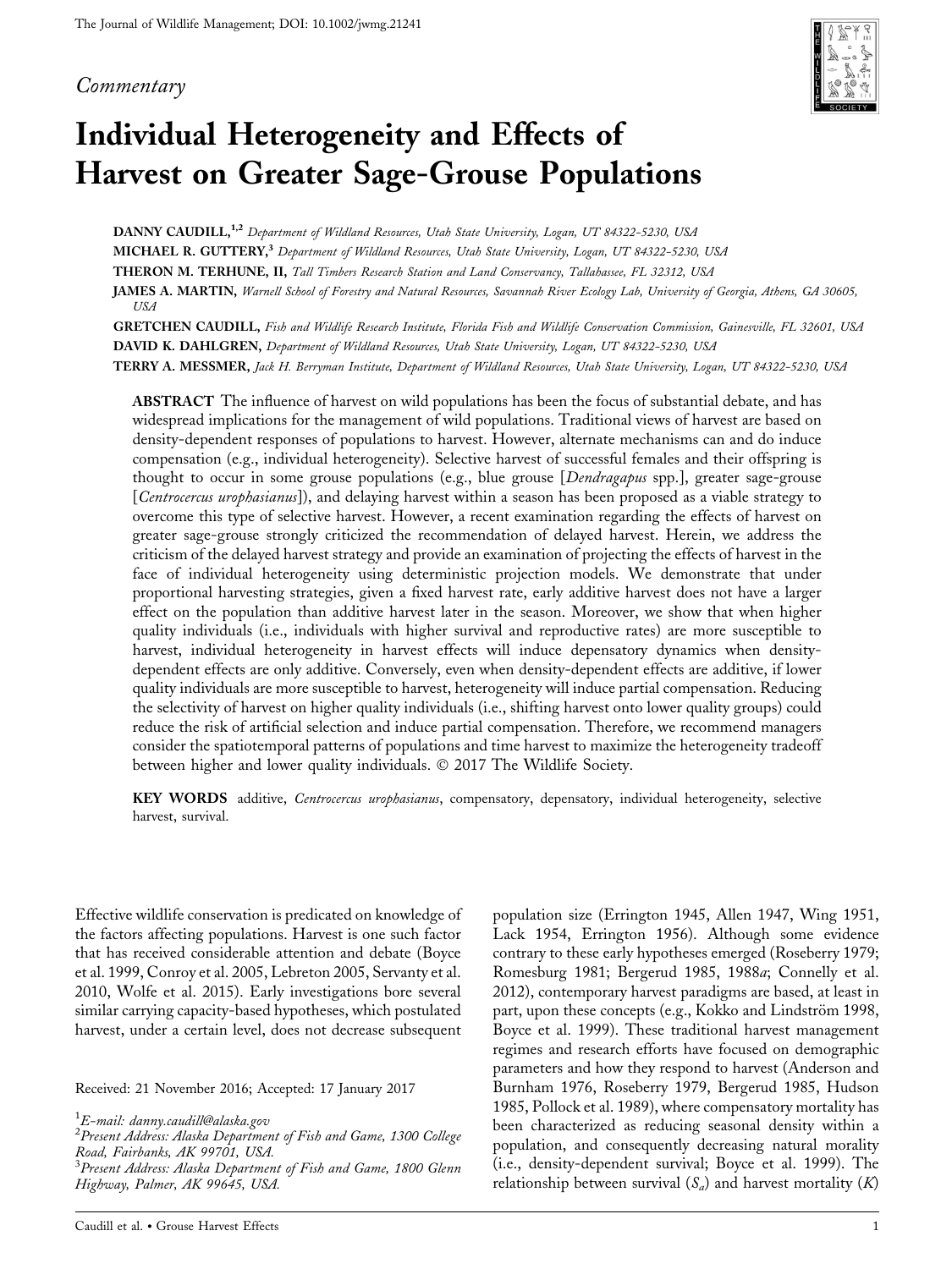*Commentary*

# Individual Heterogeneity and Effects of Harvest on Greater Sage-Grouse Populations

**DANNY CAUDILL**,[1,2] *Department of Wildland Resources, Utah State University, Logan, UT 84322-5230, USA*

**MICHAEL R. GUTTERY**,[3] *Department of Wildland Resources, Utah State University, Logan, UT 84322-5230, USA*

**THERON M. TERHUNE, II**, *Tall Timbers Research Station and Land Conservancy, Tallahassee, FL 32312, USA*

**JAMES A. MARTIN**, *Warnell School of Forestry and Natural Resources, Savannah River Ecology Lab, University of Georgia, Athens, GA 30605, USA*

**GRETCHEN CAUDILL**, *Fish and Wildlife Research Institute, Florida Fish and Wildlife Conservation Commission, Gainesville, FL 32601, USA*

**DAVID K. DAHLGREN**, *Department of Wildland Resources, Utah State University, Logan, UT 84322-5230, USA*

**TERRY A. MESSMER**, *Jack H. Berryman Institute, Department of Wildland Resources, Utah State University, Logan, UT 84322-5230, USA*

**ABSTRACT** The influence of harvest on wild populations has been the focus of substantial debate, and has widespread implications for the management of wild populations. Traditional views of harvest are based on density-dependent responses of populations to harvest. However, alternate mechanisms can and do induce compensation (e.g., individual heterogeneity). Selective harvest of successful females and their offspring is thought to occur in some grouse populations (e.g., blue grouse [*Dendragapus* spp.], greater sage-grouse [*Centrocercus urophasianus*]), and delaying harvest within a season has been proposed as a viable strategy to overcome this type of selective harvest. However, a recent examination regarding the effects of harvest on greater sage-grouse strongly criticized the recommendation of delayed harvest. Herein, we address the criticism of the delayed harvest strategy and provide an examination of projecting the effects of harvest in the face of individual heterogeneity using deterministic projection models. We demonstrate that under proportional harvesting strategies, given a fixed harvest rate, early additive harvest does not have a larger effect on the population than additive harvest later in the season. Moreover, we show that when higher quality individuals (i.e., individuals with higher survival and reproductive rates) are more susceptible to harvest, individual heterogeneity in harvest effects will induce depensatory dynamics when density-dependent effects are only additive. Conversely, even when density-dependent effects are additive, if lower quality individuals are more susceptible to harvest, heterogeneity will induce partial compensation. Reducing the selectivity of harvest on higher quality individuals (i.e., shifting harvest onto lower quality groups) could reduce the risk of artificial selection and induce partial compensation. Therefore, we recommend managers consider the spatiotemporal patterns of populations and time harvest to maximize the heterogeneity tradeoff between higher and lower quality individuals. © 2017 The Wildlife Society.

**KEY WORDS** additive, *Centrocercus urophasianus*, compensatory, depensatory, individual heterogeneity, selective harvest, survival.

Effective wildlife conservation is predicated on knowledge of the factors affecting populations. Harvest is one such factor that has received considerable attention and debate (Boyce et al. 1999, Conroy et al. 2005, Lebreton 2005, Servanty et al. 2010, Wolfe et al. 2015). Early investigations bore several similar carrying capacity-based hypotheses, which postulated harvest, under a certain level, does not decrease subsequent population size (Errington 1945, Allen 1947, Wing 1951, Lack 1954, Errington 1956). Although some evidence contrary to these early hypotheses emerged (Roseberry 1979; Romesburg 1981; Bergerud 1985, 1988*a*; Connelly et al. 2012), contemporary harvest paradigms are based, at least in part, upon these concepts (e.g., Kokko and Lindström 1998, Boyce et al. 1999). These traditional harvest management regimes and research efforts have focused on demographic parameters and how they respond to harvest (Anderson and Burnham 1976, Roseberry 1979, Bergerud 1985, Hudson 1985, Pollock et al. 1989), where compensatory mortality has been characterized as reducing seasonal density within a population, and consequently decreasing natural morality (i.e., density-dependent survival; Boyce et al. 1999). The relationship between survival ($S_a$) and harvest mortality ($K$)

Received: 21 November 2016; Accepted: 17 January 2017

[1] E-mail: danny.caudill@alaska.gov

[2] Present Address: Alaska Department of Fish and Game, 1300 College Road, Fairbanks, AK 99701, USA.

[3] Present Address: Alaska Department of Fish and Game, 1800 Glenn Highway, Palmer, AK 99645, USA.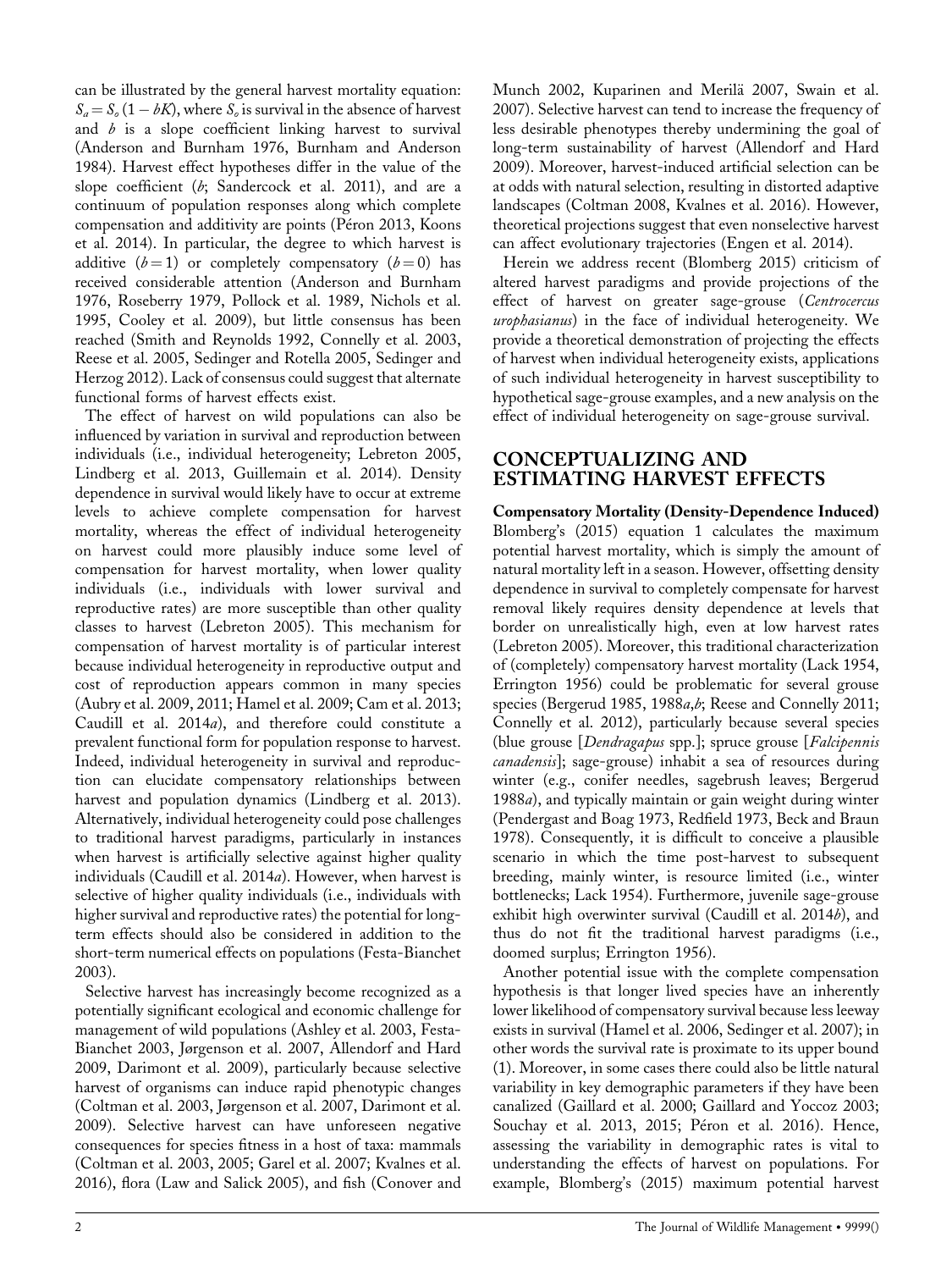can be illustrated by the general harvest mortality equation: $S_a = S_o(1 - bK)$, where $S_o$ is survival in the absence of harvest and $b$ is a slope coefficient linking harvest to survival (Anderson and Burnham 1976, Burnham and Anderson 1984). Harvest effect hypotheses differ in the value of the slope coefficient ($b$; Sandercock et al. 2011), and are a continuum of population responses along which complete compensation and additivity are points (Péron 2013, Koons et al. 2014). In particular, the degree to which harvest is additive ($b = 1$) or completely compensatory ($b = 0$) has received considerable attention (Anderson and Burnham 1976, Roseberry 1979, Pollock et al. 1989, Nichols et al. 1995, Cooley et al. 2009), but little consensus has been reached (Smith and Reynolds 1992, Connelly et al. 2003, Reese et al. 2005, Sedinger and Rotella 2005, Sedinger and Herzog 2012). Lack of consensus could suggest that alternate functional forms of harvest effects exist.

The effect of harvest on wild populations can also be influenced by variation in survival and reproduction between individuals (i.e., individual heterogeneity; Lebreton 2005, Lindberg et al. 2013, Guillemain et al. 2014). Density dependence in survival would likely have to occur at extreme levels to achieve complete compensation for harvest mortality, whereas the effect of individual heterogeneity on harvest could more plausibly induce some level of compensation for harvest mortality, when lower quality individuals (i.e., individuals with lower survival and reproductive rates) are more susceptible than other quality classes to harvest (Lebreton 2005). This mechanism for compensation of harvest mortality is of particular interest because individual heterogeneity in reproductive output and cost of reproduction appears common in many species (Aubry et al. 2009, 2011; Hamel et al. 2009; Cam et al. 2013; Caudill et al. 2014*a*), and therefore could constitute a prevalent functional form for population response to harvest. Indeed, individual heterogeneity in survival and reproduction can elucidate compensatory relationships between harvest and population dynamics (Lindberg et al. 2013). Alternatively, individual heterogeneity could pose challenges to traditional harvest paradigms, particularly in instances when harvest is artificially selective against higher quality individuals (Caudill et al. 2014*a*). However, when harvest is selective of higher quality individuals (i.e., individuals with higher survival and reproductive rates) the potential for long-term effects should also be considered in addition to the short-term numerical effects on populations (Festa-Bianchet 2003).

Selective harvest has increasingly become recognized as a potentially significant ecological and economic challenge for management of wild populations (Ashley et al. 2003, Festa-Bianchet 2003, Jørgenson et al. 2007, Allendorf and Hard 2009, Darimont et al. 2009), particularly because selective harvest of organisms can induce rapid phenotypic changes (Coltman et al. 2003, Jørgenson et al. 2007, Darimont et al. 2009). Selective harvest can have unforeseen negative consequences for species fitness in a host of taxa: mammals (Coltman et al. 2003, 2005; Garel et al. 2007; Kvalnes et al. 2016), flora (Law and Salick 2005), and fish (Conover and Munch 2002, Kuparinen and Merilä 2007, Swain et al. 2007). Selective harvest can tend to increase the frequency of less desirable phenotypes thereby undermining the goal of long-term sustainability of harvest (Allendorf and Hard 2009). Moreover, harvest-induced artificial selection can be at odds with natural selection, resulting in distorted adaptive landscapes (Coltman 2008, Kvalnes et al. 2016). However, theoretical projections suggest that even nonselective harvest can affect evolutionary trajectories (Engen et al. 2014).

Herein we address recent (Blomberg 2015) criticism of altered harvest paradigms and provide projections of the effect of harvest on greater sage-grouse (*Centrocercus urophasianus*) in the face of individual heterogeneity. We provide a theoretical demonstration of projecting the effects of harvest when individual heterogeneity exists, applications of such individual heterogeneity in harvest susceptibility to hypothetical sage-grouse examples, and a new analysis on the effect of individual heterogeneity on sage-grouse survival.

## CONCEPTUALIZING AND ESTIMATING HARVEST EFFECTS

**Compensatory Mortality (Density-Dependence Induced)**

Blomberg's (2015) equation 1 calculates the maximum potential harvest mortality, which is simply the amount of natural mortality left in a season. However, offsetting density dependence in survival to completely compensate for harvest removal likely requires density dependence at levels that border on unrealistically high, even at low harvest rates (Lebreton 2005). Moreover, this traditional characterization of (completely) compensatory harvest mortality (Lack 1954, Errington 1956) could be problematic for several grouse species (Bergerud 1985, 1988*a*,*b*; Reese and Connelly 2011; Connelly et al. 2012), particularly because several species (blue grouse [*Dendragapus* spp.]; spruce grouse [*Falcipennis canadensis*]; sage-grouse) inhabit a sea of resources during winter (e.g., conifer needles, sagebrush leaves; Bergerud 1988*a*), and typically maintain or gain weight during winter (Pendergast and Boag 1973, Redfield 1973, Beck and Braun 1978). Consequently, it is difficult to conceive a plausible scenario in which the time post-harvest to subsequent breeding, mainly winter, is resource limited (i.e., winter bottlenecks; Lack 1954). Furthermore, juvenile sage-grouse exhibit high overwinter survival (Caudill et al. 2014*b*), and thus do not fit the traditional harvest paradigms (i.e., doomed surplus; Errington 1956).

Another potential issue with the complete compensation hypothesis is that longer lived species have an inherently lower likelihood of compensatory survival because less leeway exists in survival (Hamel et al. 2006, Sedinger et al. 2007); in other words the survival rate is proximate to its upper bound (1). Moreover, in some cases there could also be little natural variability in key demographic parameters if they have been canalized (Gaillard et al. 2000; Gaillard and Yoccoz 2003; Souchay et al. 2013, 2015; Péron et al. 2016). Hence, assessing the variability in demographic rates is vital to understanding the effects of harvest on populations. For example, Blomberg's (2015) maximum potential harvest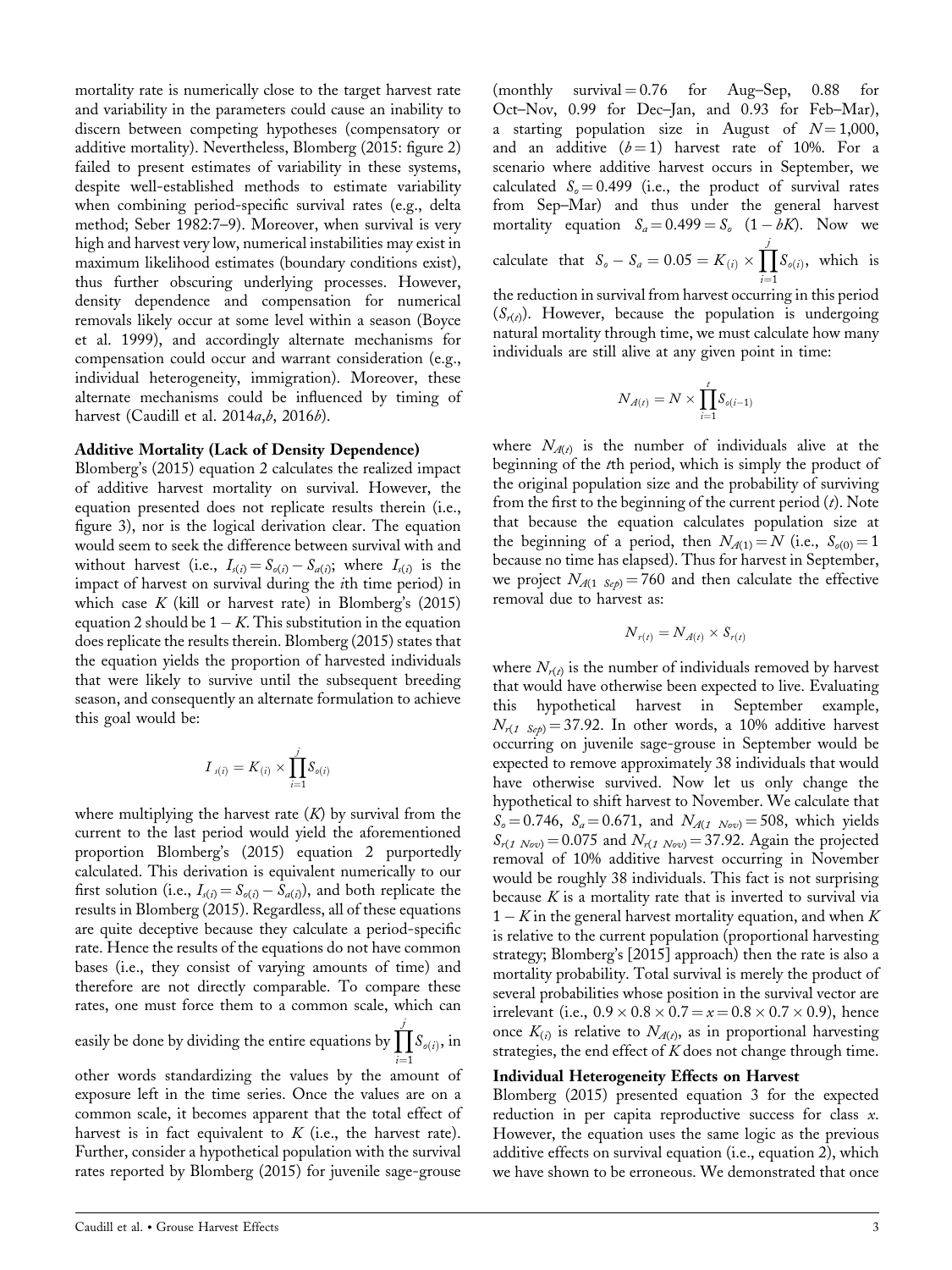mortality rate is numerically close to the target harvest rate and variability in the parameters could cause an inability to discern between competing hypotheses (compensatory or additive mortality). Nevertheless, Blomberg (2015: figure 2) failed to present estimates of variability in these systems, despite well-established methods to estimate variability when combining period-specific survival rates (e.g., delta method; Seber 1982:7–9). Moreover, when survival is very high and harvest very low, numerical instabilities may exist in maximum likelihood estimates (boundary conditions exist), thus further obscuring underlying processes. However, density dependence and compensation for numerical removals likely occur at some level within a season (Boyce et al. 1999), and accordingly alternate mechanisms for compensation could occur and warrant consideration (e.g., individual heterogeneity, immigration). Moreover, these alternate mechanisms could be influenced by timing of harvest (Caudill et al. 2014*a*,*b*, 2016*b*).

### Additive Mortality (Lack of Density Dependence)

Blomberg's (2015) equation 2 calculates the realized impact of additive harvest mortality on survival. However, the equation presented does not replicate results therein (i.e., figure 3), nor is the logical derivation clear. The equation would seem to seek the difference between survival with and without harvest (i.e., $I_{s(i)} = S_{o(i)} - S_{a(i)}$; where $I_{s(i)}$ is the impact of harvest on survival during the *i*th time period) in which case $K$ (kill or harvest rate) in Blomberg's (2015) equation 2 should be $1 - K$. This substitution in the equation does replicate the results therein. Blomberg (2015) states that the equation yields the proportion of harvested individuals that were likely to survive until the subsequent breeding season, and consequently an alternate formulation to achieve this goal would be:

$$I_{s(i)} = K_{(i)} \times \prod_{i=1}^{j} S_{o(i)}$$

where multiplying the harvest rate ($K$) by survival from the current to the last period would yield the aforementioned proportion Blomberg's (2015) equation 2 purportedly calculated. This derivation is equivalent numerically to our first solution (i.e., $I_{s(i)} = S_{o(i)} - S_{a(i)}$), and both replicate the results in Blomberg (2015). Regardless, all of these equations are quite deceptive because they calculate a period-specific rate. Hence the results of the equations do not have common bases (i.e., they consist of varying amounts of time) and therefore are not directly comparable. To compare these rates, one must force them to a common scale, which can easily be done by dividing the entire equations by $\prod_{i=1}^{j} S_{o(i)}$, in other words standardizing the values by the amount of exposure left in the time series. Once the values are on a common scale, it becomes apparent that the total effect of harvest is in fact equivalent to $K$ (i.e., the harvest rate). Further, consider a hypothetical population with the survival rates reported by Blomberg (2015) for juvenile sage-grouse (monthly survival = 0.76 for Aug–Sep, 0.88 for Oct–Nov, 0.99 for Dec–Jan, and 0.93 for Feb–Mar), a starting population size in August of $N = 1{,}000$, and an additive ($b = 1$) harvest rate of 10%. For a scenario where additive harvest occurs in September, we calculated $S_o = 0.499$ (i.e., the product of survival rates from Sep–Mar) and thus under the general harvest mortality equation $S_a = 0.499 = S_o \ (1 - bK)$. Now we calculate that $S_o - S_a = 0.05 = K_{(i)} \times \prod_{i=1}^{j} S_{o(i)}$, which is the reduction in survival from harvest occurring in this period ($S_{r(t)}$). However, because the population is undergoing natural mortality through time, we must calculate how many individuals are still alive at any given point in time:

$$N_{A(t)} = N \times \prod_{i=1}^{t} S_{o(i-1)}$$

where $N_{A(t)}$ is the number of individuals alive at the beginning of the *t*th period, which is simply the product of the original population size and the probability of surviving from the first to the beginning of the current period ($t$). Note that because the equation calculates population size at the beginning of a period, then $N_{A(1)} = N$ (i.e., $S_{o(0)} = 1$ because no time has elapsed). Thus for harvest in September, we project $N_{A(1\ Sep)} = 760$ and then calculate the effective removal due to harvest as:

$$N_{r(t)} = N_{A(t)} \times S_{r(t)}$$

where $N_{r(t)}$ is the number of individuals removed by harvest that would have otherwise been expected to live. Evaluating this hypothetical harvest in September example, $N_{r(1\ Sep)} = 37.92$. In other words, a 10% additive harvest occurring on juvenile sage-grouse in September would be expected to remove approximately 38 individuals that would have otherwise survived. Now let us only change the hypothetical to shift harvest to November. We calculate that $S_o = 0.746$, $S_a = 0.671$, and $N_{A(1\ Nov)} = 508$, which yields $S_{r(1\ Nov)} = 0.075$ and $N_{r(1\ Nov)} = 37.92$. Again the projected removal of 10% additive harvest occurring in November would be roughly 38 individuals. This fact is not surprising because $K$ is a mortality rate that is inverted to survival via $1 - K$ in the general harvest mortality equation, and when $K$ is relative to the current population (proportional harvesting strategy; Blomberg's [2015] approach) then the rate is also a mortality probability. Total survival is merely the product of several probabilities whose position in the survival vector are irrelevant (i.e., $0.9 \times 0.8 \times 0.7 = x = 0.8 \times 0.7 \times 0.9$), hence once $K_{(i)}$ is relative to $N_{A(t)}$, as in proportional harvesting strategies, the end effect of $K$ does not change through time.

### Individual Heterogeneity Effects on Harvest

Blomberg (2015) presented equation 3 for the expected reduction in per capita reproductive success for class $x$. However, the equation uses the same logic as the previous additive effects on survival equation (i.e., equation 2), which we have shown to be erroneous. We demonstrated that once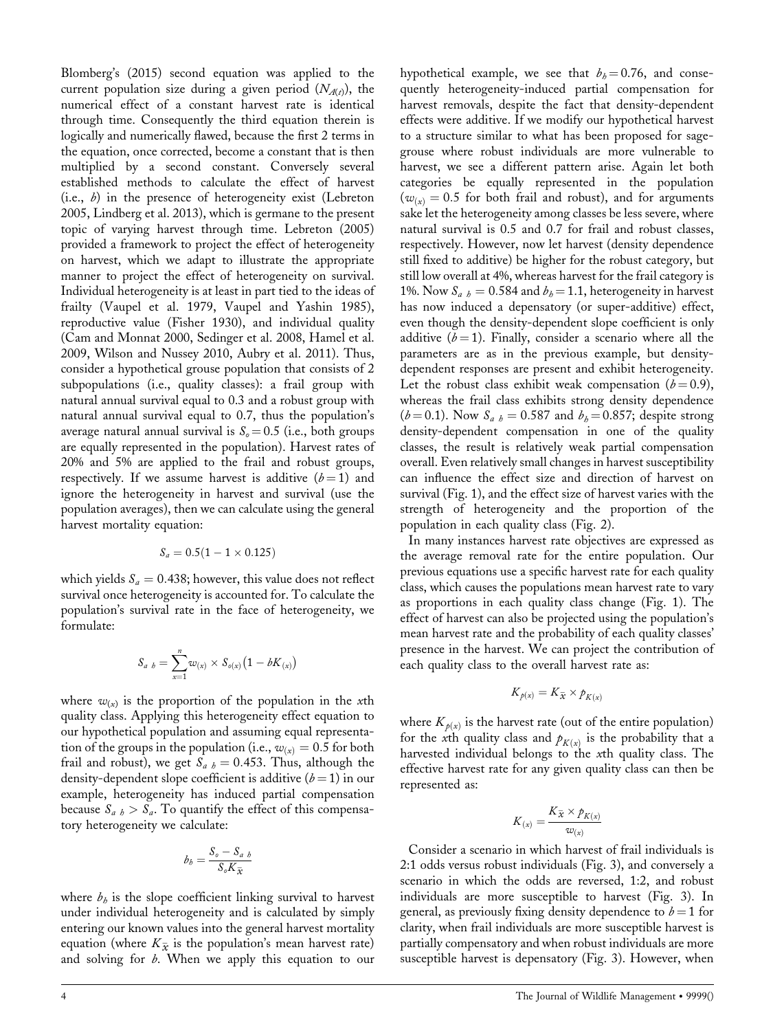Blomberg's (2015) second equation was applied to the current population size during a given period ($N_{A(t)}$), the numerical effect of a constant harvest rate is identical through time. Consequently the third equation therein is logically and numerically flawed, because the first 2 terms in the equation, once corrected, become a constant that is then multiplied by a second constant. Conversely several established methods to calculate the effect of harvest (i.e., $b$) in the presence of heterogeneity exist (Lebreton 2005, Lindberg et al. 2013), which is germane to the present topic of varying harvest through time. Lebreton (2005) provided a framework to project the effect of heterogeneity on harvest, which we adapt to illustrate the appropriate manner to project the effect of heterogeneity on survival. Individual heterogeneity is at least in part tied to the ideas of frailty (Vaupel et al. 1979, Vaupel and Yashin 1985), reproductive value (Fisher 1930), and individual quality (Cam and Monnat 2000, Sedinger et al. 2008, Hamel et al. 2009, Wilson and Nussey 2010, Aubry et al. 2011). Thus, consider a hypothetical grouse population that consists of 2 subpopulations (i.e., quality classes): a frail group with natural annual survival equal to 0.3 and a robust group with natural annual survival equal to 0.7, thus the population's average natural annual survival is $S_o = 0.5$ (i.e., both groups are equally represented in the population). Harvest rates of 20% and 5% are applied to the frail and robust groups, respectively. If we assume harvest is additive ($b = 1$) and ignore the heterogeneity in harvest and survival (use the population averages), then we can calculate using the general harvest mortality equation:

$$S_a = 0.5(1 - 1 \times 0.125)$$

which yields $S_a = 0.438$; however, this value does not reflect survival once heterogeneity is accounted for. To calculate the population's survival rate in the face of heterogeneity, we formulate:

$$S_{a\ h} = \sum_{x=1}^{n} w_{(x)} \times S_{o(x)}\left(1 - bK_{(x)}\right)$$

where $w_{(x)}$ is the proportion of the population in the $x$th quality class. Applying this heterogeneity effect equation to our hypothetical population and assuming equal representation of the groups in the population (i.e., $w_{(x)} = 0.5$ for both frail and robust), we get $S_{a\ h} = 0.453$. Thus, although the density-dependent slope coefficient is additive ($b = 1$) in our example, heterogeneity has induced partial compensation because $S_{a\ h} > S_a$. To quantify the effect of this compensatory heterogeneity we calculate:

$$b_h = \frac{S_o - S_{a\ h}}{S_o K_{\bar{x}}}$$

where $b_h$ is the slope coefficient linking survival to harvest under individual heterogeneity and is calculated by simply entering our known values into the general harvest mortality equation (where $K_{\bar{x}}$ is the population's mean harvest rate) and solving for $b$. When we apply this equation to our hypothetical example, we see that $b_h = 0.76$, and consequently heterogeneity-induced partial compensation for harvest removals, despite the fact that density-dependent effects were additive. If we modify our hypothetical harvest to a structure similar to what has been proposed for sage-grouse where robust individuals are more vulnerable to harvest, we see a different pattern arise. Again let both categories be equally represented in the population ($w_{(x)} = 0.5$ for both frail and robust), and for arguments sake let the heterogeneity among classes be less severe, where natural survival is 0.5 and 0.7 for frail and robust classes, respectively. However, now let harvest (density dependence still fixed to additive) be higher for the robust category, but still low overall at 4%, whereas harvest for the frail category is 1%. Now $S_{a\ h} = 0.584$ and $b_h = 1.1$, heterogeneity in harvest has now induced a depensatory (or super-additive) effect, even though the density-dependent slope coefficient is only additive ($b = 1$). Finally, consider a scenario where all the parameters are as in the previous example, but density-dependent responses are present and exhibit heterogeneity. Let the robust class exhibit weak compensation ($b = 0.9$), whereas the frail class exhibits strong density dependence ($b = 0.1$). Now $S_{a\ h} = 0.587$ and $b_h = 0.857$; despite strong density-dependent compensation in one of the quality classes, the result is relatively weak partial compensation overall. Even relatively small changes in harvest susceptibility can influence the effect size and direction of harvest on survival (Fig. 1), and the effect size of harvest varies with the strength of heterogeneity and the proportion of the population in each quality class (Fig. 2).

In many instances harvest rate objectives are expressed as the average removal rate for the entire population. Our previous equations use a specific harvest rate for each quality class, which causes the populations mean harvest rate to vary as proportions in each quality class change (Fig. 1). The effect of harvest can also be projected using the population's mean harvest rate and the probability of each quality classes' presence in the harvest. We can project the contribution of each quality class to the overall harvest rate as:

$$K_{p(x)} = K_{\bar{x}} \times p_{K(x)}$$

where $K_{p(x)}$ is the harvest rate (out of the entire population) for the $x$th quality class and $p_{K(x)}$ is the probability that a harvested individual belongs to the $x$th quality class. The effective harvest rate for any given quality class can then be represented as:

$$K_{(x)} = \frac{K_{\bar{x}} \times p_{K(x)}}{w_{(x)}}$$

Consider a scenario in which harvest of frail individuals is 2:1 odds versus robust individuals (Fig. 3), and conversely a scenario in which the odds are reversed, 1:2, and robust individuals are more susceptible to harvest (Fig. 3). In general, as previously fixing density dependence to $b = 1$ for clarity, when frail individuals are more susceptible harvest is partially compensatory and when robust individuals are more susceptible harvest is depensatory (Fig. 3). However, when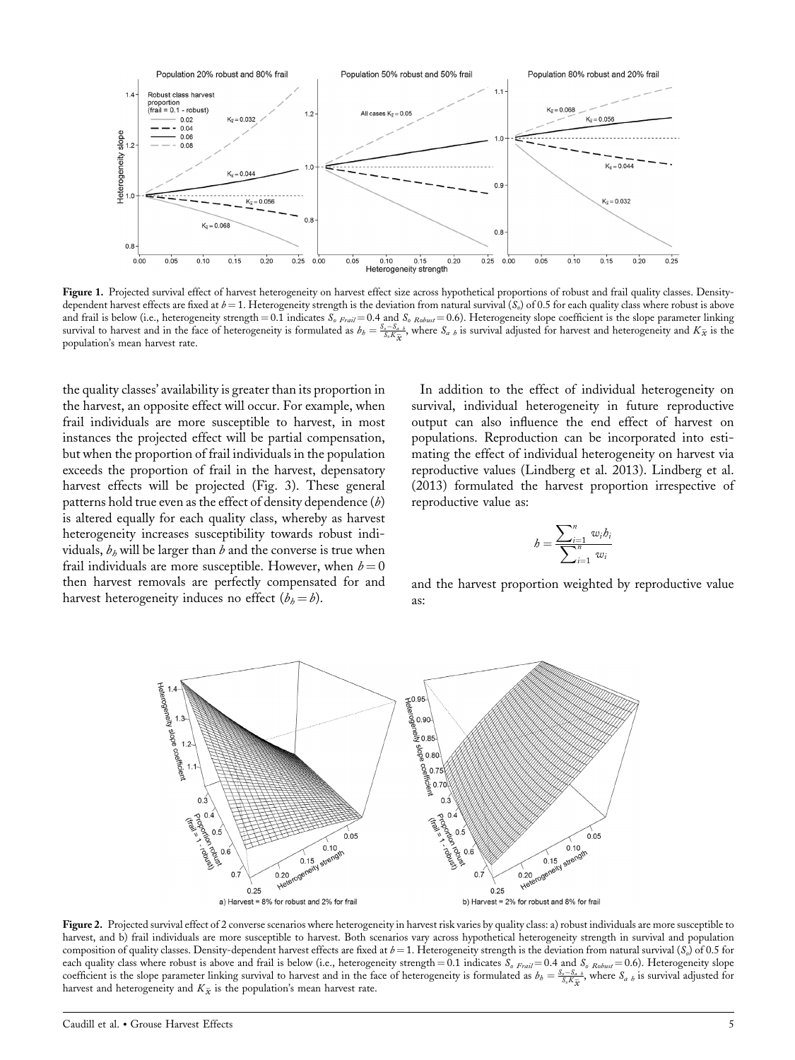**Figure 1.** Projected survival effect of harvest heterogeneity on harvest effect size across hypothetical proportions of robust and frail quality classes. Density-dependent harvest effects are fixed at $b = 1$. Heterogeneity strength is the deviation from natural survival ($S_o$) of 0.5 for each quality class where robust is above and frail is below (i.e., heterogeneity strength = 0.1 indicates $S_{o\ Frail} = 0.4$ and $S_{o\ Robust} = 0.6$). Heterogeneity slope coefficient is the slope parameter linking survival to harvest and in the face of heterogeneity is formulated as $b_h = \frac{S_o - S_{a\ h}}{S_o K_{\bar{x}}}$, where $S_{a\ h}$ is survival adjusted for harvest and heterogeneity and $K_{\bar{x}}$ is the population's mean harvest rate.

the quality classes' availability is greater than its proportion in the harvest, an opposite effect will occur. For example, when frail individuals are more susceptible to harvest, in most instances the projected effect will be partial compensation, but when the proportion of frail individuals in the population exceeds the proportion of frail in the harvest, depensatory harvest effects will be projected (Fig. 3). These general patterns hold true even as the effect of density dependence ($b$) is altered equally for each quality class, whereby as harvest heterogeneity increases susceptibility towards robust individuals, $b_h$ will be larger than $b$ and the converse is true when frail individuals are more susceptible. However, when $b = 0$ then harvest removals are perfectly compensated for and harvest heterogeneity induces no effect ($b_h = b$).

In addition to the effect of individual heterogeneity on survival, individual heterogeneity in future reproductive output can also influence the end effect of harvest on populations. Reproduction can be incorporated into estimating the effect of individual heterogeneity on harvest via reproductive values (Lindberg et al. 2013). Lindberg et al. (2013) formulated the harvest proportion irrespective of reproductive value as:

$$h = \frac{\sum_{i=1}^{n} w_i h_i}{\sum_{i=1}^{n} w_i}$$

and the harvest proportion weighted by reproductive value as:

**Figure 2.** Projected survival effect of 2 converse scenarios where heterogeneity in harvest risk varies by quality class: a) robust individuals are more susceptible to harvest, and b) frail individuals are more susceptible to harvest. Both scenarios vary across hypothetical heterogeneity strength in survival and population composition of quality classes. Density-dependent harvest effects are fixed at $b = 1$. Heterogeneity strength is the deviation from natural survival ($S_o$) of 0.5 for each quality class where robust is above and frail is below (i.e., heterogeneity strength = 0.1 indicates $S_{o\ Frail} = 0.4$ and $S_{o\ Robust} = 0.6$). Heterogeneity slope coefficient is the slope parameter linking survival to harvest and in the face of heterogeneity is formulated as $b_h = \frac{S_o - S_{a\ h}}{S_o K_{\bar{x}}}$, where $S_{a\ h}$ is survival adjusted for harvest and heterogeneity and $K_{\bar{x}}$ is the population's mean harvest rate.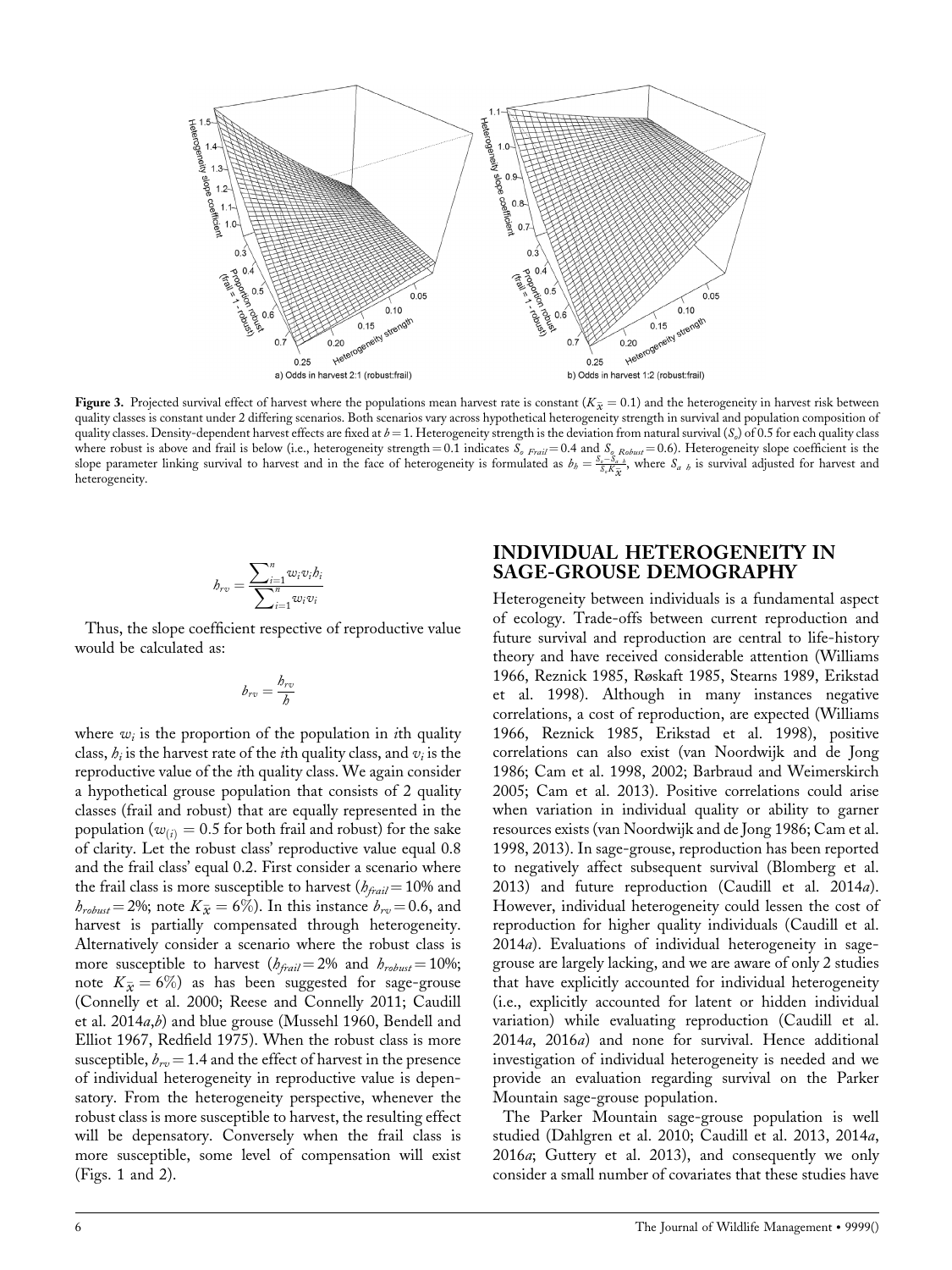Figure 3. Projected survival effect of harvest where the populations mean harvest rate is constant ($K_{\bar{x}} = 0.1$) and the heterogeneity in harvest risk between quality classes is constant under 2 differing scenarios. Both scenarios vary across hypothetical heterogeneity strength in survival and population composition of quality classes. Density-dependent harvest effects are fixed at $b = 1$. Heterogeneity strength is the deviation from natural survival ($S_o$) of 0.5 for each quality class where robust is above and frail is below (i.e., heterogeneity strength = 0.1 indicates $S_{o\ Frail} = 0.4$ and $S_{o\ Robust} = 0.6$). Heterogeneity slope coefficient is the slope parameter linking survival to harvest and in the face of heterogeneity is formulated as $b_h = \frac{S_o - S_{a\ h}}{S_o K_{\bar{x}}}$, where $S_{a\ h}$ is survival adjusted for harvest and heterogeneity.

$$h_{rv} = \frac{\sum_{i=1}^{n} w_i v_i h_i}{\sum_{i=1}^{n} w_i v_i}$$

Thus, the slope coefficient respective of reproductive value would be calculated as:

$$b_{rv} = \frac{h_{rv}}{h}$$

where $w_i$ is the proportion of the population in $i$th quality class, $h_i$ is the harvest rate of the $i$th quality class, and $v_i$ is the reproductive value of the $i$th quality class. We again consider a hypothetical grouse population that consists of 2 quality classes (frail and robust) that are equally represented in the population ($w_{(i)} = 0.5$ for both frail and robust) for the sake of clarity. Let the robust class' reproductive value equal 0.8 and the frail class' equal 0.2. First consider a scenario where the frail class is more susceptible to harvest ($h_{frail} = 10\%$ and $h_{robust} = 2\%$; note $K_{\bar{x}} = 6\%$). In this instance $b_{rv} = 0.6$, and harvest is partially compensated through heterogeneity. Alternatively consider a scenario where the robust class is more susceptible to harvest ($h_{frail} = 2\%$ and $h_{robust} = 10\%$; note $K_{\bar{x}} = 6\%$) as has been suggested for sage-grouse (Connelly et al. 2000; Reese and Connelly 2011; Caudill et al. 2014*a*,*b*) and blue grouse (Mussehl 1960, Bendell and Elliot 1967, Redfield 1975). When the robust class is more susceptible, $b_{rv} = 1.4$ and the effect of harvest in the presence of individual heterogeneity in reproductive value is depensatory. From the heterogeneity perspective, whenever the robust class is more susceptible to harvest, the resulting effect will be depensatory. Conversely when the frail class is more susceptible, some level of compensation will exist (Figs. 1 and 2).

## INDIVIDUAL HETEROGENEITY IN SAGE-GROUSE DEMOGRAPHY

Heterogeneity between individuals is a fundamental aspect of ecology. Trade-offs between current reproduction and future survival and reproduction are central to life-history theory and have received considerable attention (Williams 1966, Reznick 1985, Røskaft 1985, Stearns 1989, Erikstad et al. 1998). Although in many instances negative correlations, a cost of reproduction, are expected (Williams 1966, Reznick 1985, Erikstad et al. 1998), positive correlations can also exist (van Noordwijk and de Jong 1986; Cam et al. 1998, 2002; Barbraud and Weimerskirch 2005; Cam et al. 2013). Positive correlations could arise when variation in individual quality or ability to garner resources exists (van Noordwijk and de Jong 1986; Cam et al. 1998, 2013). In sage-grouse, reproduction has been reported to negatively affect subsequent survival (Blomberg et al. 2013) and future reproduction (Caudill et al. 2014*a*). However, individual heterogeneity could lessen the cost of reproduction for higher quality individuals (Caudill et al. 2014*a*). Evaluations of individual heterogeneity in sage-grouse are largely lacking, and we are aware of only 2 studies that have explicitly accounted for individual heterogeneity (i.e., explicitly accounted for latent or hidden individual variation) while evaluating reproduction (Caudill et al. 2014*a*, 2016*a*) and none for survival. Hence additional investigation of individual heterogeneity is needed and we provide an evaluation regarding survival on the Parker Mountain sage-grouse population.

The Parker Mountain sage-grouse population is well studied (Dahlgren et al. 2010; Caudill et al. 2013, 2014*a*, 2016*a*; Guttery et al. 2013), and consequently we only consider a small number of covariates that these studies have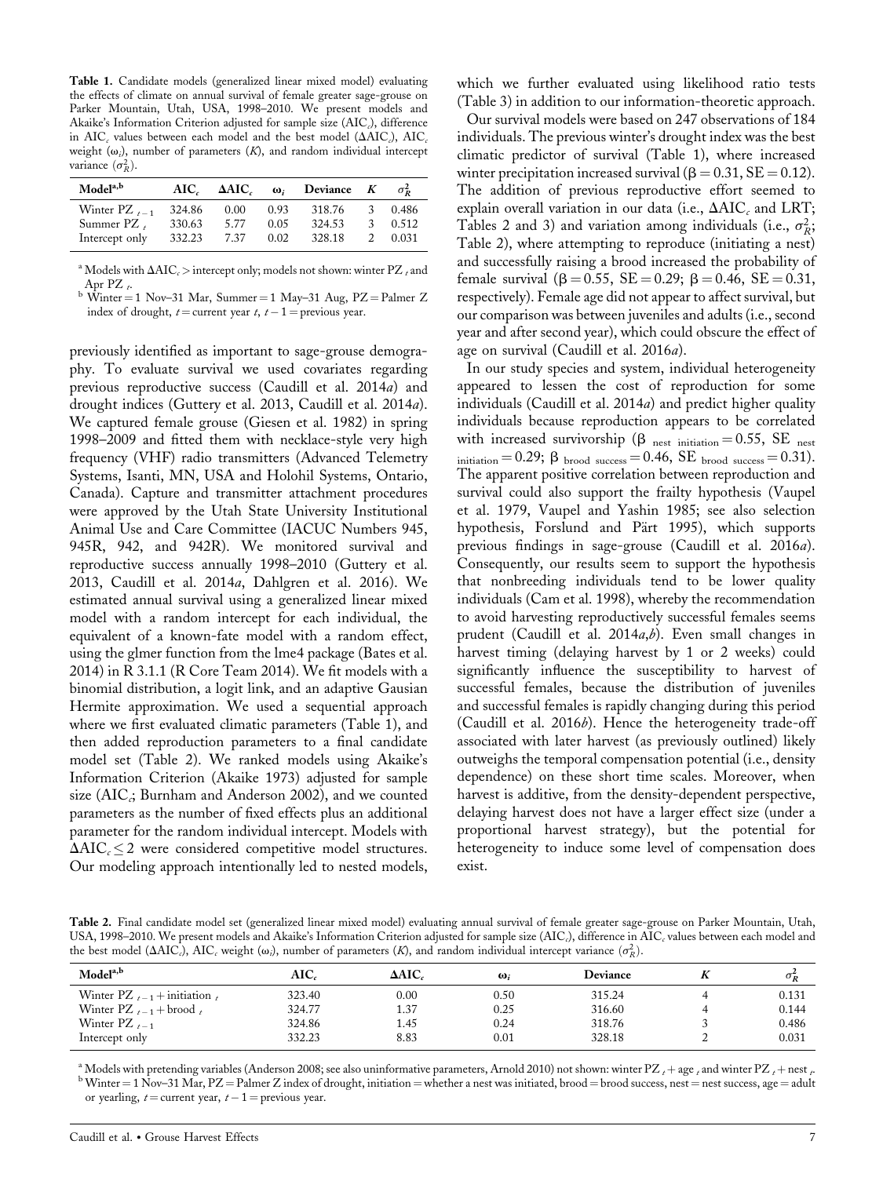**Table 1.** Candidate models (generalized linear mixed model) evaluating the effects of climate on annual survival of female greater sage-grouse on Parker Mountain, Utah, USA, 1998–2010. We present models and Akaike's Information Criterion adjusted for sample size ($AIC_c$), difference in $AIC_c$ values between each model and the best model ($\Delta AIC_c$), $AIC_c$ weight ($\omega_i$), number of parameters ($K$), and random individual intercept variance ($\sigma^2_R$).

| Model[a,b] | $AIC_c$ | $\Delta AIC_c$ | $\omega_i$ | Deviance | $K$ | $\sigma^2_R$ |
|---|---|---|---|---|---|---|
| Winter PZ $_{t-1}$ | 324.86 | 0.00 | 0.93 | 318.76 | 3 | 0.486 |
| Summer PZ $_t$ | 330.63 | 5.77 | 0.05 | 324.53 | 3 | 0.512 |
| Intercept only | 332.23 | 7.37 | 0.02 | 328.18 | 2 | 0.031 |

[a] Models with $\Delta AIC_c$ > intercept only; models not shown: winter PZ $_t$ and Apr PZ $_t$.

[b] Winter = 1 Nov–31 Mar, Summer = 1 May–31 Aug, PZ = Palmer Z index of drought, $t$ = current year $t$, $t-1$ = previous year.

previously identified as important to sage-grouse demography. To evaluate survival we used covariates regarding previous reproductive success (Caudill et al. 2014*a*) and drought indices (Guttery et al. 2013, Caudill et al. 2014*a*). We captured female grouse (Giesen et al. 1982) in spring 1998–2009 and fitted them with necklace-style very high frequency (VHF) radio transmitters (Advanced Telemetry Systems, Isanti, MN, USA and Holohil Systems, Ontario, Canada). Capture and transmitter attachment procedures were approved by the Utah State University Institutional Animal Use and Care Committee (IACUC Numbers 945, 945R, 942, and 942R). We monitored survival and reproductive success annually 1998–2010 (Guttery et al. 2013, Caudill et al. 2014*a*, Dahlgren et al. 2016). We estimated annual survival using a generalized linear mixed model with a random intercept for each individual, the equivalent of a known-fate model with a random effect, using the glmer function from the lme4 package (Bates et al. 2014) in R 3.1.1 (R Core Team 2014). We fit models with a binomial distribution, a logit link, and an adaptive Gausian Hermite approximation. We used a sequential approach where we first evaluated climatic parameters (Table 1), and then added reproduction parameters to a final candidate model set (Table 2). We ranked models using Akaike's Information Criterion (Akaike 1973) adjusted for sample size ($AIC_c$; Burnham and Anderson 2002), and we counted parameters as the number of fixed effects plus an additional parameter for the random individual intercept. Models with $\Delta AIC_c \leq 2$ were considered competitive model structures. Our modeling approach intentionally led to nested models, which we further evaluated using likelihood ratio tests (Table 3) in addition to our information-theoretic approach.

Our survival models were based on 247 observations of 184 individuals. The previous winter's drought index was the best climatic predictor of survival (Table 1), where increased winter precipitation increased survival ($\beta = 0.31$, SE = 0.12). The addition of previous reproductive effort seemed to explain overall variation in our data (i.e., $\Delta AIC_c$ and LRT; Tables 2 and 3) and variation among individuals (i.e., $\sigma^2_R$; Table 2), where attempting to reproduce (initiating a nest) and successfully raising a brood increased the probability of female survival ($\beta = 0.55$, SE = 0.29; $\beta = 0.46$, SE = 0.31, respectively). Female age did not appear to affect survival, but our comparison was between juveniles and adults (i.e., second year and after second year), which could obscure the effect of age on survival (Caudill et al. 2016*a*).

In our study species and system, individual heterogeneity appeared to lessen the cost of reproduction for some individuals (Caudill et al. 2014*a*) and predict higher quality individuals because reproduction appears to be correlated with increased survivorship ($\beta_{\text{nest initiation}} = 0.55$, $SE_{\text{nest initiation}} = 0.29$; $\beta_{\text{brood success}} = 0.46$, $SE_{\text{brood success}} = 0.31$). The apparent positive correlation between reproduction and survival could also support the frailty hypothesis (Vaupel et al. 1979, Vaupel and Yashin 1985; see also selection hypothesis, Forslund and Pärt 1995), which supports previous findings in sage-grouse (Caudill et al. 2016*a*). Consequently, our results seem to support the hypothesis that nonbreeding individuals tend to be lower quality individuals (Cam et al. 1998), whereby the recommendation to avoid harvesting reproductively successful females seems prudent (Caudill et al. 2014*a*,*b*). Even small changes in harvest timing (delaying harvest by 1 or 2 weeks) could significantly influence the susceptibility to harvest of successful females, because the distribution of juveniles and successful females is rapidly changing during this period (Caudill et al. 2016*b*). Hence the heterogeneity trade-off associated with later harvest (as previously outlined) likely outweighs the temporal compensation potential (i.e., density dependence) on these short time scales. Moreover, when harvest is additive, from the density-dependent perspective, delaying harvest does not have a larger effect size (under a proportional harvest strategy), but the potential for heterogeneity to induce some level of compensation does exist.

**Table 2.** Final candidate model set (generalized linear mixed model) evaluating annual survival of female greater sage-grouse on Parker Mountain, Utah, USA, 1998–2010. We present models and Akaike's Information Criterion adjusted for sample size ($AIC_c$), difference in $AIC_c$ values between each model and the best model ($\Delta AIC_c$), $AIC_c$ weight ($\omega_i$), number of parameters ($K$), and random individual intercept variance ($\sigma^2_R$).

| Model[a,b] | $AIC_c$ | $\Delta AIC_c$ | $\omega_i$ | Deviance | $K$ | $\sigma^2_R$ |
|---|---|---|---|---|---|---|
| Winter PZ $_{t-1}$ + initiation $_t$ | 323.40 | 0.00 | 0.50 | 315.24 | 4 | 0.131 |
| Winter PZ $_{t-1}$ + brood $_t$ | 324.77 | 1.37 | 0.25 | 316.60 | 4 | 0.144 |
| Winter PZ $_{t-1}$ | 324.86 | 1.45 | 0.24 | 318.76 | 3 | 0.486 |
| Intercept only | 332.23 | 8.83 | 0.01 | 328.18 | 2 | 0.031 |

[a] Models with pretending variables (Anderson 2008; see also uninformative parameters, Arnold 2010) not shown: winter PZ $_t$ + age $_t$ and winter PZ $_t$ + nest $_t$.

[b] Winter = 1 Nov–31 Mar, PZ = Palmer Z index of drought, initiation = whether a nest was initiated, brood = brood success, nest = nest success, age = adult or yearling, $t$ = current year, $t-1$ = previous year.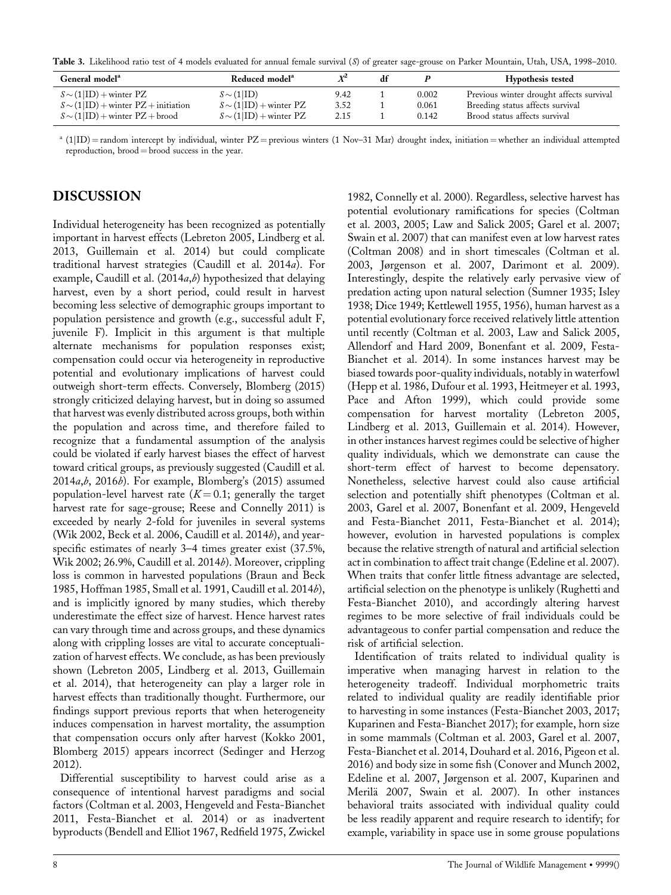**Table 3.** Likelihood ratio test of 4 models evaluated for annual female survival (*S*) of greater sage-grouse on Parker Mountain, Utah, USA, 1998–2010.

| General model[a] | Reduced model[a] | $X^2$ | df | *P* | Hypothesis tested |
|---|---|---|---|---|---|
| $S \sim (1\|\text{ID}) + \text{winter PZ}$ | $S \sim (1\|\text{ID})$ | 9.42 | 1 | 0.002 | Previous winter drought affects survival |
| $S \sim (1\|\text{ID}) + \text{winter PZ} + \text{initiation}$ | $S \sim (1\|\text{ID}) + \text{winter PZ}$ | 3.52 | 1 | 0.061 | Breeding status affects survival |
| $S \sim (1\|\text{ID}) + \text{winter PZ} + \text{brood}$ | $S \sim (1\|\text{ID}) + \text{winter PZ}$ | 2.15 | 1 | 0.142 | Brood status affects survival |

[a] (1|ID) = random intercept by individual, winter PZ = previous winters (1 Nov–31 Mar) drought index, initiation = whether an individual attempted reproduction, brood = brood success in the year.

## DISCUSSION

Individual heterogeneity has been recognized as potentially important in harvest effects (Lebreton 2005, Lindberg et al. 2013, Guillemain et al. 2014) but could complicate traditional harvest strategies (Caudill et al. 2014*a*). For example, Caudill et al. (2014*a*,*b*) hypothesized that delaying harvest, even by a short period, could result in harvest becoming less selective of demographic groups important to population persistence and growth (e.g., successful adult F, juvenile F). Implicit in this argument is that multiple alternate mechanisms for population responses exist; compensation could occur via heterogeneity in reproductive potential and evolutionary implications of harvest could outweigh short-term effects. Conversely, Blomberg (2015) strongly criticized delaying harvest, but in doing so assumed that harvest was evenly distributed across groups, both within the population and across time, and therefore failed to recognize that a fundamental assumption of the analysis could be violated if early harvest biases the effect of harvest toward critical groups, as previously suggested (Caudill et al. 2014*a*,*b*, 2016*b*). For example, Blomberg's (2015) assumed population-level harvest rate ($K = 0.1$; generally the target harvest rate for sage-grouse; Reese and Connelly 2011) is exceeded by nearly 2-fold for juveniles in several systems (Wik 2002, Beck et al. 2006, Caudill et al. 2014*b*), and year-specific estimates of nearly 3–4 times greater exist (37.5%, Wik 2002; 26.9%, Caudill et al. 2014*b*). Moreover, crippling loss is common in harvested populations (Braun and Beck 1985, Hoffman 1985, Small et al. 1991, Caudill et al. 2014*b*), and is implicitly ignored by many studies, which thereby underestimate the effect size of harvest. Hence harvest rates can vary through time and across groups, and these dynamics along with crippling losses are vital to accurate conceptualization of harvest effects. We conclude, as has been previously shown (Lebreton 2005, Lindberg et al. 2013, Guillemain et al. 2014), that heterogeneity can play a larger role in harvest effects than traditionally thought. Furthermore, our findings support previous reports that when heterogeneity induces compensation in harvest mortality, the assumption that compensation occurs only after harvest (Kokko 2001, Blomberg 2015) appears incorrect (Sedinger and Herzog 2012).

Differential susceptibility to harvest could arise as a consequence of intentional harvest paradigms and social factors (Coltman et al. 2003, Hengeveld and Festa-Bianchet 2011, Festa-Bianchet et al. 2014) or as inadvertent byproducts (Bendell and Elliot 1967, Redfield 1975, Zwickel 1982, Connelly et al. 2000). Regardless, selective harvest has potential evolutionary ramifications for species (Coltman et al. 2003, 2005; Law and Salick 2005; Garel et al. 2007; Swain et al. 2007) that can manifest even at low harvest rates (Coltman 2008) and in short timescales (Coltman et al. 2003, Jørgenson et al. 2007, Darimont et al. 2009). Interestingly, despite the relatively early pervasive view of predation acting upon natural selection (Sumner 1935; Isley 1938; Dice 1949; Kettlewell 1955, 1956), human harvest as a potential evolutionary force received relatively little attention until recently (Coltman et al. 2003, Law and Salick 2005, Allendorf and Hard 2009, Bonenfant et al. 2009, Festa-Bianchet et al. 2014). In some instances harvest may be biased towards poor-quality individuals, notably in waterfowl (Hepp et al. 1986, Dufour et al. 1993, Heitmeyer et al. 1993, Pace and Afton 1999), which could provide some compensation for harvest mortality (Lebreton 2005, Lindberg et al. 2013, Guillemain et al. 2014). However, in other instances harvest regimes could be selective of higher quality individuals, which we demonstrate can cause the short-term effect of harvest to become depensatory. Nonetheless, selective harvest could also cause artificial selection and potentially shift phenotypes (Coltman et al. 2003, Garel et al. 2007, Bonenfant et al. 2009, Hengeveld and Festa-Bianchet 2011, Festa-Bianchet et al. 2014); however, evolution in harvested populations is complex because the relative strength of natural and artificial selection act in combination to affect trait change (Edeline et al. 2007). When traits that confer little fitness advantage are selected, artificial selection on the phenotype is unlikely (Rughetti and Festa-Bianchet 2010), and accordingly altering harvest regimes to be more selective of frail individuals could be advantageous to confer partial compensation and reduce the risk of artificial selection.

Identification of traits related to individual quality is imperative when managing harvest in relation to the heterogeneity tradeoff. Individual morphometric traits related to individual quality are readily identifiable prior to harvesting in some instances (Festa-Bianchet 2003, 2017; Kuparinen and Festa-Bianchet 2017); for example, horn size in some mammals (Coltman et al. 2003, Garel et al. 2007, Festa-Bianchet et al. 2014, Douhard et al. 2016, Pigeon et al. 2016) and body size in some fish (Conover and Munch 2002, Edeline et al. 2007, Jørgenson et al. 2007, Kuparinen and Merilä 2007, Swain et al. 2007). In other instances behavioral traits associated with individual quality could be less readily apparent and require research to identify; for example, variability in space use in some grouse populations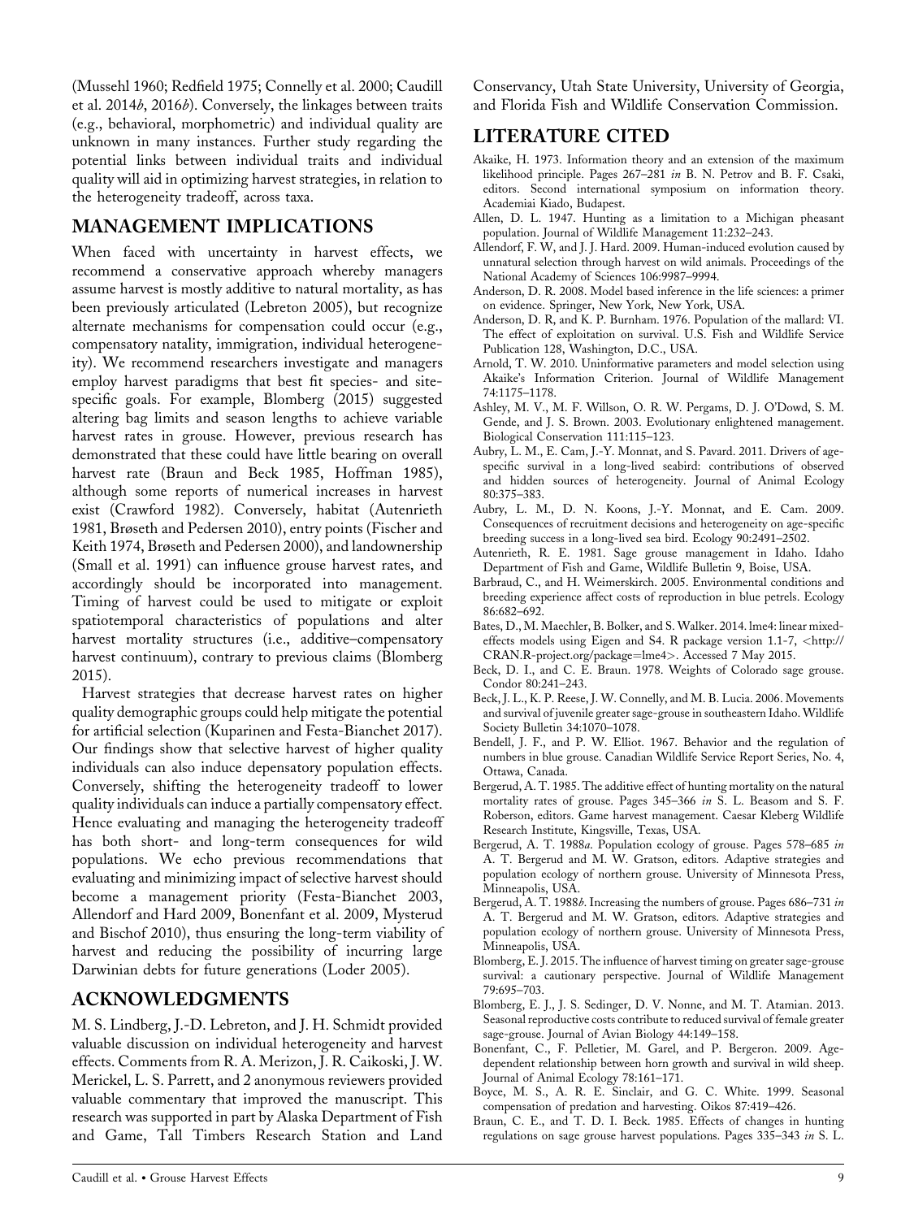(Mussehl 1960; Redfield 1975; Connelly et al. 2000; Caudill et al. 2014*b*, 2016*b*). Conversely, the linkages between traits (e.g., behavioral, morphometric) and individual quality are unknown in many instances. Further study regarding the potential links between individual traits and individual quality will aid in optimizing harvest strategies, in relation to the heterogeneity tradeoff, across taxa.

## MANAGEMENT IMPLICATIONS

When faced with uncertainty in harvest effects, we recommend a conservative approach whereby managers assume harvest is mostly additive to natural mortality, as has been previously articulated (Lebreton 2005), but recognize alternate mechanisms for compensation could occur (e.g., compensatory natality, immigration, individual heterogeneity). We recommend researchers investigate and managers employ harvest paradigms that best fit species- and site-specific goals. For example, Blomberg (2015) suggested altering bag limits and season lengths to achieve variable harvest rates in grouse. However, previous research has demonstrated that these could have little bearing on overall harvest rate (Braun and Beck 1985, Hoffman 1985), although some reports of numerical increases in harvest exist (Crawford 1982). Conversely, habitat (Autenrieth 1981, Brøseth and Pedersen 2010), entry points (Fischer and Keith 1974, Brøseth and Pedersen 2000), and landownership (Small et al. 1991) can influence grouse harvest rates, and accordingly should be incorporated into management. Timing of harvest could be used to mitigate or exploit spatiotemporal characteristics of populations and alter harvest mortality structures (i.e., additive–compensatory harvest continuum), contrary to previous claims (Blomberg 2015).

Harvest strategies that decrease harvest rates on higher quality demographic groups could help mitigate the potential for artificial selection (Kuparinen and Festa-Bianchet 2017). Our findings show that selective harvest of higher quality individuals can also induce depensatory population effects. Conversely, shifting the heterogeneity tradeoff to lower quality individuals can induce a partially compensatory effect. Hence evaluating and managing the heterogeneity tradeoff has both short- and long-term consequences for wild populations. We echo previous recommendations that evaluating and minimizing impact of selective harvest should become a management priority (Festa-Bianchet 2003, Allendorf and Hard 2009, Bonenfant et al. 2009, Mysterud and Bischof 2010), thus ensuring the long-term viability of harvest and reducing the possibility of incurring large Darwinian debts for future generations (Loder 2005).

## ACKNOWLEDGMENTS

M. S. Lindberg, J.-D. Lebreton, and J. H. Schmidt provided valuable discussion on individual heterogeneity and harvest effects. Comments from R. A. Merizon, J. R. Caikoski, J. W. Merickel, L. S. Parrett, and 2 anonymous reviewers provided valuable commentary that improved the manuscript. This research was supported in part by Alaska Department of Fish and Game, Tall Timbers Research Station and Land Conservancy, Utah State University, University of Georgia, and Florida Fish and Wildlife Conservation Commission.

## LITERATURE CITED

Akaike, H. 1973. Information theory and an extension of the maximum likelihood principle. Pages 267–281 *in* B. N. Petrov and B. F. Csaki, editors. Second international symposium on information theory. Academiai Kiado, Budapest.

Allen, D. L. 1947. Hunting as a limitation to a Michigan pheasant population. Journal of Wildlife Management 11:232–243.

Allendorf, F. W, and J. J. Hard. 2009. Human-induced evolution caused by unnatural selection through harvest on wild animals. Proceedings of the National Academy of Sciences 106:9987–9994.

Anderson, D. R. 2008. Model based inference in the life sciences: a primer on evidence. Springer, New York, New York, USA.

Anderson, D. R, and K. P. Burnham. 1976. Population of the mallard: VI. The effect of exploitation on survival. U.S. Fish and Wildlife Service Publication 128, Washington, D.C., USA.

Arnold, T. W. 2010. Uninformative parameters and model selection using Akaike's Information Criterion. Journal of Wildlife Management 74:1175–1178.

Ashley, M. V., M. F. Willson, O. R. W. Pergams, D. J. O'Dowd, S. M. Gende, and J. S. Brown. 2003. Evolutionary enlightened management. Biological Conservation 111:115–123.

Aubry, L. M., E. Cam, J.-Y. Monnat, and S. Pavard. 2011. Drivers of age-specific survival in a long-lived seabird: contributions of observed and hidden sources of heterogeneity. Journal of Animal Ecology 80:375–383.

Aubry, L. M., D. N. Koons, J.-Y. Monnat, and E. Cam. 2009. Consequences of recruitment decisions and heterogeneity on age-specific breeding success in a long-lived sea bird. Ecology 90:2491–2502.

Autenrieth, R. E. 1981. Sage grouse management in Idaho. Idaho Department of Fish and Game, Wildlife Bulletin 9, Boise, USA.

Barbraud, C., and H. Weimerskirch. 2005. Environmental conditions and breeding experience affect costs of reproduction in blue petrels. Ecology 86:682–692.

Bates, D., M. Maechler, B. Bolker, and S. Walker. 2014. lme4: linear mixed-effects models using Eigen and S4. R package version 1.1-7, <http://CRAN.R-project.org/package=lme4>. Accessed 7 May 2015.

Beck, D. I., and C. E. Braun. 1978. Weights of Colorado sage grouse. Condor 80:241–243.

Beck, J. L., K. P. Reese, J. W. Connelly, and M. B. Lucia. 2006. Movements and survival of juvenile greater sage-grouse in southeastern Idaho. Wildlife Society Bulletin 34:1070–1078.

Bendell, J. F., and P. W. Elliot. 1967. Behavior and the regulation of numbers in blue grouse. Canadian Wildlife Service Report Series, No. 4, Ottawa, Canada.

Bergerud, A. T. 1985. The additive effect of hunting mortality on the natural mortality rates of grouse. Pages 345–366 *in* S. L. Beasom and S. F. Roberson, editors. Game harvest management. Caesar Kleberg Wildlife Research Institute, Kingsville, Texas, USA.

Bergerud, A. T. 1988*a*. Population ecology of grouse. Pages 578–685 *in* A. T. Bergerud and M. W. Gratson, editors. Adaptive strategies and population ecology of northern grouse. University of Minnesota Press, Minneapolis, USA.

Bergerud, A. T. 1988*b*. Increasing the numbers of grouse. Pages 686–731 *in* A. T. Bergerud and M. W. Gratson, editors. Adaptive strategies and population ecology of northern grouse. University of Minnesota Press, Minneapolis, USA.

Blomberg, E. J. 2015. The influence of harvest timing on greater sage-grouse survival: a cautionary perspective. Journal of Wildlife Management 79:695–703.

Blomberg, E. J., J. S. Sedinger, D. V. Nonne, and M. T. Atamian. 2013. Seasonal reproductive costs contribute to reduced survival of female greater sage-grouse. Journal of Avian Biology 44:149–158.

Bonenfant, C., F. Pelletier, M. Garel, and P. Bergeron. 2009. Age-dependent relationship between horn growth and survival in wild sheep. Journal of Animal Ecology 78:161–171.

Boyce, M. S., A. R. E. Sinclair, and G. C. White. 1999. Seasonal compensation of predation and harvesting. Oikos 87:419–426.

Braun, C. E., and T. D. I. Beck. 1985. Effects of changes in hunting regulations on sage grouse harvest populations. Pages 335–343 *in* S. L.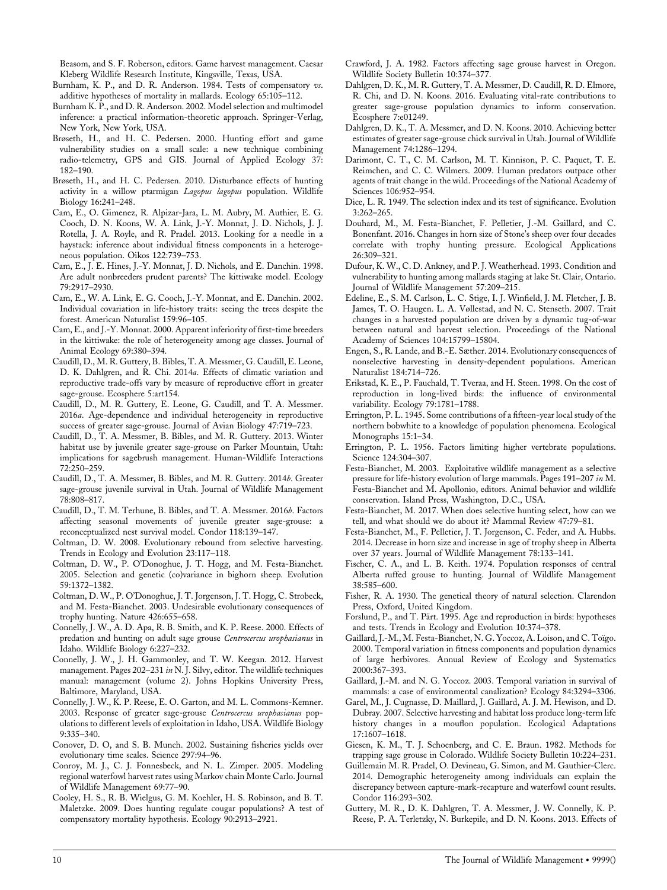Beasom, and S. F. Roberson, editors. Game harvest management. Caesar Kleberg Wildlife Research Institute, Kingsville, Texas, USA.

Burnham, K. P., and D. R. Anderson. 1984. Tests of compensatory *vs.* additive hypotheses of mortality in mallards. Ecology 65:105–112.

Burnham K. P., and D. R. Anderson. 2002. Model selection and multimodel inference: a practical information-theoretic approach. Springer-Verlag, New York, New York, USA.

Brøseth, H., and H. C. Pedersen. 2000. Hunting effort and game vulnerability studies on a small scale: a new technique combining radio-telemetry, GPS and GIS. Journal of Applied Ecology 37: 182–190.

Brøseth, H., and H. C. Pedersen. 2010. Disturbance effects of hunting activity in a willow ptarmigan *Lagopus lagopus* population. Wildlife Biology 16:241–248.

Cam, E., O. Gimenez, R. Alpizar-Jara, L. M. Aubry, M. Authier, E. G. Cooch, D. N. Koons, W. A. Link, J.-Y. Monnat, J. D. Nichols, J. J. Rotella, J. A. Royle, and R. Pradel. 2013. Looking for a needle in a haystack: inference about individual fitness components in a heterogeneous population. Oikos 122:739–753.

Cam, E., J. E. Hines, J.-Y. Monnat, J. D. Nichols, and E. Danchin. 1998. Are adult nonbreeders prudent parents? The kittiwake model. Ecology 79:2917–2930.

Cam, E., W. A. Link, E. G. Cooch, J.-Y. Monnat, and E. Danchin. 2002. Individual covariation in life-history traits: seeing the trees despite the forest. American Naturalist 159:96–105.

Cam, E., and J.-Y. Monnat. 2000. Apparent inferiority of first-time breeders in the kittiwake: the role of heterogeneity among age classes. Journal of Animal Ecology 69:380–394.

Caudill, D., M. R. Guttery, B. Bibles, T. A. Messmer, G. Caudill, E. Leone, D. K. Dahlgren, and R. Chi. 2014*a*. Effects of climatic variation and reproductive trade-offs vary by measure of reproductive effort in greater sage-grouse. Ecosphere 5:art154.

Caudill, D., M. R. Guttery, E. Leone, G. Caudill, and T. A. Messmer. 2016*a*. Age-dependence and individual heterogeneity in reproductive success of greater sage-grouse. Journal of Avian Biology 47:719–723.

Caudill, D., T. A. Messmer, B. Bibles, and M. R. Guttery. 2013. Winter habitat use by juvenile greater sage-grouse on Parker Mountain, Utah: implications for sagebrush management. Human-Wildlife Interactions 72:250–259.

Caudill, D., T. A. Messmer, B. Bibles, and M. R. Guttery. 2014*b*. Greater sage-grouse juvenile survival in Utah. Journal of Wildlife Management 78:808–817.

Caudill, D., T. M. Terhune, B. Bibles, and T. A. Messmer. 2016*b*. Factors affecting seasonal movements of juvenile greater sage-grouse: a reconceptualized nest survival model. Condor 118:139–147.

Coltman, D. W. 2008. Evolutionary rebound from selective harvesting. Trends in Ecology and Evolution 23:117–118.

Coltman, D. W., P. O'Donoghue, J. T. Hogg, and M. Festa-Bianchet. 2005. Selection and genetic (co)variance in bighorn sheep. Evolution 59:1372–1382.

Coltman, D. W., P. O'Donoghue, J. T. Jorgenson, J. T. Hogg, C. Strobeck, and M. Festa-Bianchet. 2003. Undesirable evolutionary consequences of trophy hunting. Nature 426:655–658.

Connelly, J. W., A. D. Apa, R. B. Smith, and K. P. Reese. 2000. Effects of predation and hunting on adult sage grouse *Centrocercus urophasianus* in Idaho. Wildlife Biology 6:227–232.

Connelly, J. W., J. H. Gammonley, and T. W. Keegan. 2012. Harvest management. Pages 202–231 *in* N. J. Silvy, editor. The wildlife techniques manual: management (volume 2). Johns Hopkins University Press, Baltimore, Maryland, USA.

Connelly, J. W., K. P. Reese, E. O. Garton, and M. L. Commons-Kemner. 2003. Response of greater sage-grouse *Centrocercus urophasianus* populations to different levels of exploitation in Idaho, USA. Wildlife Biology 9:335–340.

Conover, D. O, and S. B. Munch. 2002. Sustaining fisheries yields over evolutionary time scales. Science 297:94–96.

Conroy, M. J., C. J. Fonnesbeck, and N. L. Zimper. 2005. Modeling regional waterfowl harvest rates using Markov chain Monte Carlo. Journal of Wildlife Management 69:77–90.

Cooley, H. S., R. B. Wielgus, G. M. Koehler, H. S. Robinson, and B. T. Maletzke. 2009. Does hunting regulate cougar populations? A test of compensatory mortality hypothesis. Ecology 90:2913–2921.

Crawford, J. A. 1982. Factors affecting sage grouse harvest in Oregon. Wildlife Society Bulletin 10:374–377.

Dahlgren, D. K., M. R. Guttery, T. A. Messmer, D. Caudill, R. D. Elmore, R. Chi, and D. N. Koons. 2016. Evaluating vital-rate contributions to greater sage-grouse population dynamics to inform conservation. Ecosphere 7:e01249.

Dahlgren, D. K., T. A. Messmer, and D. N. Koons. 2010. Achieving better estimates of greater sage-grouse chick survival in Utah. Journal of Wildlife Management 74:1286–1294.

Darimont, C. T., C. M. Carlson, M. T. Kinnison, P. C. Paquet, T. E. Reimchen, and C. C. Wilmers. 2009. Human predators outpace other agents of trait change in the wild. Proceedings of the National Academy of Sciences 106:952–954.

Dice, L. R. 1949. The selection index and its test of significance. Evolution 3:262–265.

Douhard, M., M. Festa-Bianchet, F. Pelletier, J.-M. Gaillard, and C. Bonenfant. 2016. Changes in horn size of Stone's sheep over four decades correlate with trophy hunting pressure. Ecological Applications 26:309–321.

Dufour, K. W., C. D. Ankney, and P. J. Weatherhead. 1993. Condition and vulnerability to hunting among mallards staging at lake St. Clair, Ontario. Journal of Wildlife Management 57:209–215.

Edeline, E., S. M. Carlson, L. C. Stige, I. J. Winfield, J. M. Fletcher, J. B. James, T. O. Haugen. L. A. Vøllestad, and N. C. Stenseth. 2007. Trait changes in a harvested population are driven by a dynamic tug-of-war between natural and harvest selection. Proceedings of the National Academy of Sciences 104:15799–15804.

Engen, S., R. Lande, and B.-E. Sæther. 2014. Evolutionary consequences of nonselective harvesting in density-dependent populations. American Naturalist 184:714–726.

Erikstad, K. E., P. Fauchald, T. Tveraa, and H. Steen. 1998. On the cost of reproduction in long-lived birds: the influence of environmental variability. Ecology 79:1781–1788.

Errington, P. L. 1945. Some contributions of a fifteen-year local study of the northern bobwhite to a knowledge of population phenomena. Ecological Monographs 15:1–34.

Errington, P. L. 1956. Factors limiting higher vertebrate populations. Science 124:304–307.

Festa-Bianchet, M. 2003. Exploitative wildlife management as a selective pressure for life-history evolution of large mammals. Pages 191–207 *in* M. Festa-Bianchet and M. Apollonio, editors. Animal behavior and wildlife conservation. Island Press, Washington, D.C., USA.

Festa-Bianchet, M. 2017. When does selective hunting select, how can we tell, and what should we do about it? Mammal Review 47:79–81.

Festa-Bianchet, M., F. Pelletier, J. T. Jorgenson, C. Feder, and A. Hubbs. 2014. Decrease in horn size and increase in age of trophy sheep in Alberta over 37 years. Journal of Wildlife Management 78:133–141.

Fischer, C. A., and L. B. Keith. 1974. Population responses of central Alberta ruffed grouse to hunting. Journal of Wildlife Management 38:585–600.

Fisher, R. A. 1930. The genetical theory of natural selection. Clarendon Press, Oxford, United Kingdom.

Forslund, P., and T. Pärt. 1995. Age and reproduction in birds: hypotheses and tests. Trends in Ecology and Evolution 10:374–378.

Gaillard, J.-M., M. Festa-Bianchet, N. G. Yoccoz, A. Loison, and C. Toïgo. 2000. Temporal variation in fitness components and population dynamics of large herbivores. Annual Review of Ecology and Systematics 2000:367–393.

Gaillard, J.-M. and N. G. Yoccoz. 2003. Temporal variation in survival of mammals: a case of environmental canalization? Ecology 84:3294–3306.

Garel, M., J. Cugnasse, D. Maillard, J. Gaillard, A. J. M. Hewison, and D. Dubray. 2007. Selective harvesting and habitat loss produce long-term life history changes in a mouflon population. Ecological Adaptations 17:1607–1618.

Giesen, K. M., T. J. Schoenberg, and C. E. Braun. 1982. Methods for trapping sage grouse in Colorado. Wildlife Society Bulletin 10:224–231.

Guillemain M. R. Pradel, O. Devineau, G. Simon, and M. Gauthier-Clerc. 2014. Demographic heterogeneity among individuals can explain the discrepancy between capture-mark-recapture and waterfowl count results. Condor 116:293–302.

Guttery, M. R., D. K. Dahlgren, T. A. Messmer, J. W. Connelly, K. P. Reese, P. A. Terletzky, N. Burkepile, and D. N. Koons. 2013. Effects of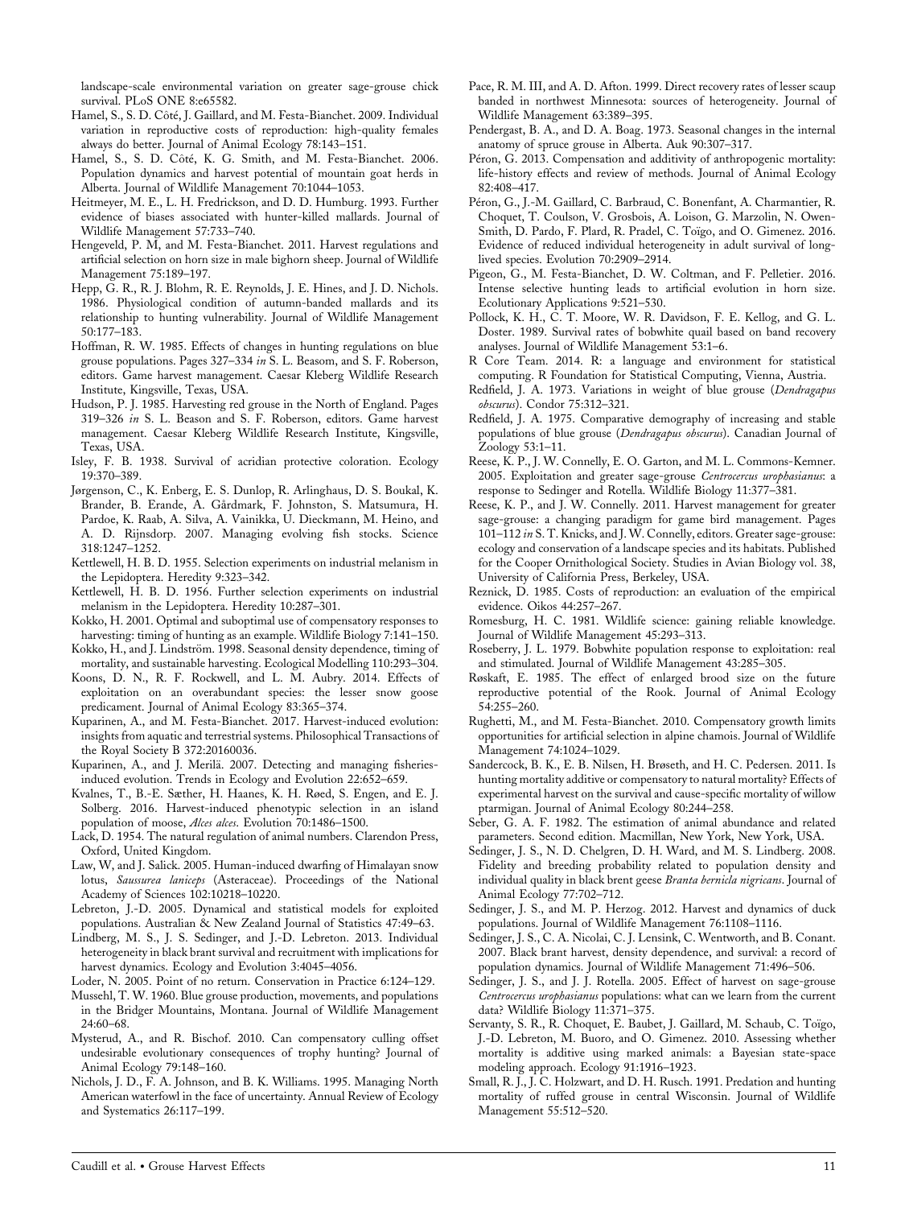landscape-scale environmental variation on greater sage-grouse chick survival. PLoS ONE 8:e65582.

Hamel, S., S. D. Côté, J. Gaillard, and M. Festa-Bianchet. 2009. Individual variation in reproductive costs of reproduction: high-quality females always do better. Journal of Animal Ecology 78:143–151.

Hamel, S., S. D. Côté, K. G. Smith, and M. Festa-Bianchet. 2006. Population dynamics and harvest potential of mountain goat herds in Alberta. Journal of Wildlife Management 70:1044–1053.

Heitmeyer, M. E., L. H. Fredrickson, and D. D. Humburg. 1993. Further evidence of biases associated with hunter-killed mallards. Journal of Wildlife Management 57:733–740.

Hengeveld, P. M, and M. Festa-Bianchet. 2011. Harvest regulations and artificial selection on horn size in male bighorn sheep. Journal of Wildlife Management 75:189–197.

Hepp, G. R., R. J. Blohm, R. E. Reynolds, J. E. Hines, and J. D. Nichols. 1986. Physiological condition of autumn-banded mallards and its relationship to hunting vulnerability. Journal of Wildlife Management 50:177–183.

Hoffman, R. W. 1985. Effects of changes in hunting regulations on blue grouse populations. Pages 327–334 *in* S. L. Beasom, and S. F. Roberson, editors. Game harvest management. Caesar Kleberg Wildlife Research Institute, Kingsville, Texas, USA.

Hudson, P. J. 1985. Harvesting red grouse in the North of England. Pages 319–326 *in* S. L. Beason and S. F. Roberson, editors. Game harvest management. Caesar Kleberg Wildlife Research Institute, Kingsville, Texas, USA.

Isley, F. B. 1938. Survival of acridian protective coloration. Ecology 19:370–389.

Jørgenson, C., K. Enberg, E. S. Dunlop, R. Arlinghaus, D. S. Boukal, K. Brander, B. Erande, A. Gårdmark, F. Johnston, S. Matsumura, H. Pardoe, K. Raab, A. Silva, A. Vainikka, U. Dieckmann, M. Heino, and A. D. Rijnsdorp. 2007. Managing evolving fish stocks. Science 318:1247–1252.

Kettlewell, H. B. D. 1955. Selection experiments on industrial melanism in the Lepidoptera. Heredity 9:323–342.

Kettlewell, H. B. D. 1956. Further selection experiments on industrial melanism in the Lepidoptera. Heredity 10:287–301.

Kokko, H. 2001. Optimal and suboptimal use of compensatory responses to harvesting: timing of hunting as an example. Wildlife Biology 7:141–150.

Kokko, H., and J. Lindström. 1998. Seasonal density dependence, timing of mortality, and sustainable harvesting. Ecological Modelling 110:293–304.

Koons, D. N., R. F. Rockwell, and L. M. Aubry. 2014. Effects of exploitation on an overabundant species: the lesser snow goose predicament. Journal of Animal Ecology 83:365–374.

Kuparinen, A., and M. Festa-Bianchet. 2017. Harvest-induced evolution: insights from aquatic and terrestrial systems. Philosophical Transactions of the Royal Society B 372:20160036.

Kuparinen, A., and J. Merilä. 2007. Detecting and managing fisheries-induced evolution. Trends in Ecology and Evolution 22:652–659.

Kvalnes, T., B.-E. Sæther, H. Haanes, K. H. Røed, S. Engen, and E. J. Solberg. 2016. Harvest-induced phenotypic selection in an island population of moose, *Alces alces*. Evolution 70:1486–1500.

Lack, D. 1954. The natural regulation of animal numbers. Clarendon Press, Oxford, United Kingdom.

Law, W, and J. Salick. 2005. Human-induced dwarfing of Himalayan snow lotus, *Saussurea laniceps* (Asteraceae). Proceedings of the National Academy of Sciences 102:10218–10220.

Lebreton, J.-D. 2005. Dynamical and statistical models for exploited populations. Australian & New Zealand Journal of Statistics 47:49–63.

Lindberg, M. S., J. S. Sedinger, and J.-D. Lebreton. 2013. Individual heterogeneity in black brant survival and recruitment with implications for harvest dynamics. Ecology and Evolution 3:4045–4056.

Loder, N. 2005. Point of no return. Conservation in Practice 6:124–129.

Mussehl, T. W. 1960. Blue grouse production, movements, and populations in the Bridger Mountains, Montana. Journal of Wildlife Management 24:60–68.

Mysterud, A., and R. Bischof. 2010. Can compensatory culling offset undesirable evolutionary consequences of trophy hunting? Journal of Animal Ecology 79:148–160.

Nichols, J. D., F. A. Johnson, and B. K. Williams. 1995. Managing North American waterfowl in the face of uncertainty. Annual Review of Ecology and Systematics 26:117–199.

Pace, R. M. III, and A. D. Afton. 1999. Direct recovery rates of lesser scaup banded in northwest Minnesota: sources of heterogeneity. Journal of Wildlife Management 63:389–395.

Pendergast, B. A., and D. A. Boag. 1973. Seasonal changes in the internal anatomy of spruce grouse in Alberta. Auk 90:307–317.

Péron, G. 2013. Compensation and additivity of anthropogenic mortality: life-history effects and review of methods. Journal of Animal Ecology 82:408–417.

Péron, G., J.-M. Gaillard, C. Barbraud, C. Bonenfant, A. Charmantier, R. Choquet, T. Coulson, V. Grosbois, A. Loison, G. Marzolin, N. Owen-Smith, D. Pardo, F. Plard, R. Pradel, C. Toïgo, and O. Gimenez. 2016. Evidence of reduced individual heterogeneity in adult survival of long-lived species. Evolution 70:2909–2914.

Pigeon, G., M. Festa-Bianchet, D. W. Coltman, and F. Pelletier. 2016. Intense selective hunting leads to artificial evolution in horn size. Ecolutionary Applications 9:521–530.

Pollock, K. H., C. T. Moore, W. R. Davidson, F. E. Kellog, and G. L. Doster. 1989. Survival rates of bobwhite quail based on band recovery analyses. Journal of Wildlife Management 53:1–6.

R Core Team. 2014. R: a language and environment for statistical computing. R Foundation for Statistical Computing, Vienna, Austria.

Redfield, J. A. 1973. Variations in weight of blue grouse (*Dendragapus obscurus*). Condor 75:312–321.

Redfield, J. A. 1975. Comparative demography of increasing and stable populations of blue grouse (*Dendragapus obscurus*). Canadian Journal of Zoology 53:1–11.

Reese, K. P., J. W. Connelly, E. O. Garton, and M. L. Commons-Kemner. 2005. Exploitation and greater sage-grouse *Centrocercus urophasianus*: a response to Sedinger and Rotella. Wildlife Biology 11:377–381.

Reese, K. P., and J. W. Connelly. 2011. Harvest management for greater sage-grouse: a changing paradigm for game bird management. Pages 101–112 *in* S. T. Knicks, and J. W. Connelly, editors. Greater sage-grouse: ecology and conservation of a landscape species and its habitats. Published for the Cooper Ornithological Society. Studies in Avian Biology vol. 38, University of California Press, Berkeley, USA.

Reznick, D. 1985. Costs of reproduction: an evaluation of the empirical evidence. Oikos 44:257–267.

Romesburg, H. C. 1981. Wildlife science: gaining reliable knowledge. Journal of Wildlife Management 45:293–313.

Roseberry, J. L. 1979. Bobwhite population response to exploitation: real and stimulated. Journal of Wildlife Management 43:285–305.

Røskaft, E. 1985. The effect of enlarged brood size on the future reproductive potential of the Rook. Journal of Animal Ecology 54:255–260.

Rughetti, M., and M. Festa-Bianchet. 2010. Compensatory growth limits opportunities for artificial selection in alpine chamois. Journal of Wildlife Management 74:1024–1029.

Sandercock, B. K., E. B. Nilsen, H. Brøseth, and H. C. Pedersen. 2011. Is hunting mortality additive or compensatory to natural mortality? Effects of experimental harvest on the survival and cause-specific mortality of willow ptarmigan. Journal of Animal Ecology 80:244–258.

Seber, G. A. F. 1982. The estimation of animal abundance and related parameters. Second edition. Macmillan, New York, New York, USA.

Sedinger, J. S., N. D. Chelgren, D. H. Ward, and M. S. Lindberg. 2008. Fidelity and breeding probability related to population density and individual quality in black brent geese *Branta bernicla nigricans*. Journal of Animal Ecology 77:702–712.

Sedinger, J. S., and M. P. Herzog. 2012. Harvest and dynamics of duck populations. Journal of Wildlife Management 76:1108–1116.

Sedinger, J. S., C. A. Nicolai, C. J. Lensink, C. Wentworth, and B. Conant. 2007. Black brant harvest, density dependence, and survival: a record of population dynamics. Journal of Wildlife Management 71:496–506.

Sedinger, J. S., and J. J. Rotella. 2005. Effect of harvest on sage-grouse *Centrocercus urophasianus* populations: what can we learn from the current data? Wildlife Biology 11:371–375.

Servanty, S. R., R. Choquet, E. Baubet, J. Gaillard, M. Schaub, C. Toïgo, J.-D. Lebreton, M. Buoro, and O. Gimenez. 2010. Assessing whether mortality is additive using marked animals: a Bayesian state-space modeling approach. Ecology 91:1916–1923.

Small, R. J., J. C. Holzwart, and D. H. Rusch. 1991. Predation and hunting mortality of ruffed grouse in central Wisconsin. Journal of Wildlife Management 55:512–520.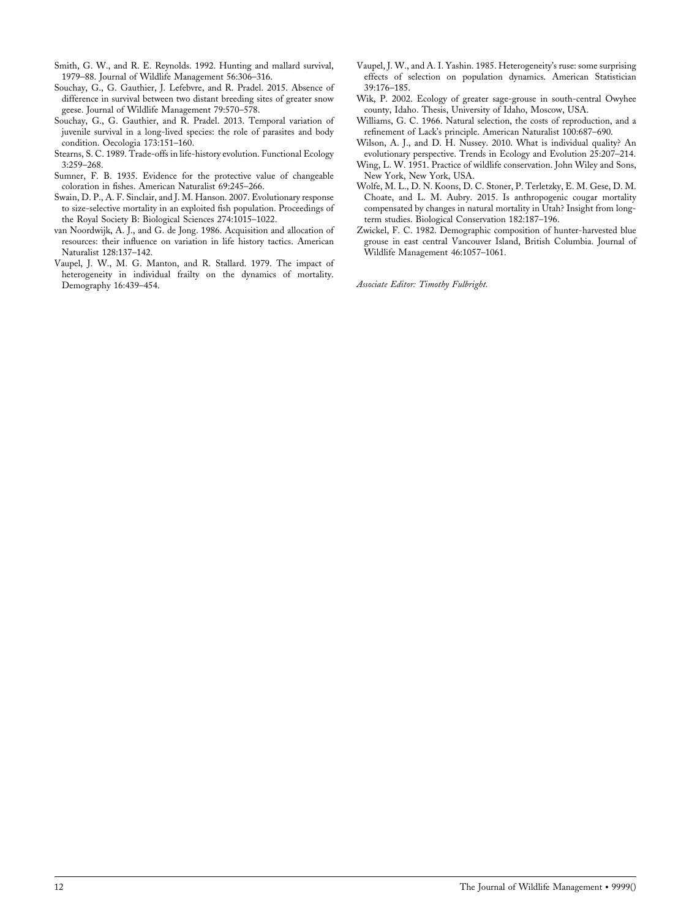Smith, G. W., and R. E. Reynolds. 1992. Hunting and mallard survival, 1979–88. Journal of Wildlife Management 56:306–316.

Souchay, G., G. Gauthier, J. Lefebvre, and R. Pradel. 2015. Absence of difference in survival between two distant breeding sites of greater snow geese. Journal of Wildlife Management 79:570–578.

Souchay, G., G. Gauthier, and R. Pradel. 2013. Temporal variation of juvenile survival in a long-lived species: the role of parasites and body condition. Oecologia 173:151–160.

Stearns, S. C. 1989. Trade-offs in life-history evolution. Functional Ecology 3:259–268.

Sumner, F. B. 1935. Evidence for the protective value of changeable coloration in fishes. American Naturalist 69:245–266.

Swain, D. P., A. F. Sinclair, and J. M. Hanson. 2007. Evolutionary response to size-selective mortality in an exploited fish population. Proceedings of the Royal Society B: Biological Sciences 274:1015–1022.

van Noordwijk, A. J., and G. de Jong. 1986. Acquisition and allocation of resources: their influence on variation in life history tactics. American Naturalist 128:137–142.

Vaupel, J. W., M. G. Manton, and R. Stallard. 1979. The impact of heterogeneity in individual frailty on the dynamics of mortality. Demography 16:439–454.

Vaupel, J. W., and A. I. Yashin. 1985. Heterogeneity's ruse: some surprising effects of selection on population dynamics. American Statistician 39:176–185.

Wik, P. 2002. Ecology of greater sage-grouse in south-central Owyhee county, Idaho. Thesis, University of Idaho, Moscow, USA.

Williams, G. C. 1966. Natural selection, the costs of reproduction, and a refinement of Lack's principle. American Naturalist 100:687–690.

Wilson, A. J., and D. H. Nussey. 2010. What is individual quality? An evolutionary perspective. Trends in Ecology and Evolution 25:207–214.

Wing, L. W. 1951. Practice of wildlife conservation. John Wiley and Sons, New York, New York, USA.

Wolfe, M. L., D. N. Koons, D. C. Stoner, P. Terletzky, E. M. Gese, D. M. Choate, and L. M. Aubry. 2015. Is anthropogenic cougar mortality compensated by changes in natural mortality in Utah? Insight from long-term studies. Biological Conservation 182:187–196.

Zwickel, F. C. 1982. Demographic composition of hunter-harvested blue grouse in east central Vancouver Island, British Columbia. Journal of Wildlife Management 46:1057–1061.

*Associate Editor: Timothy Fulbright.*